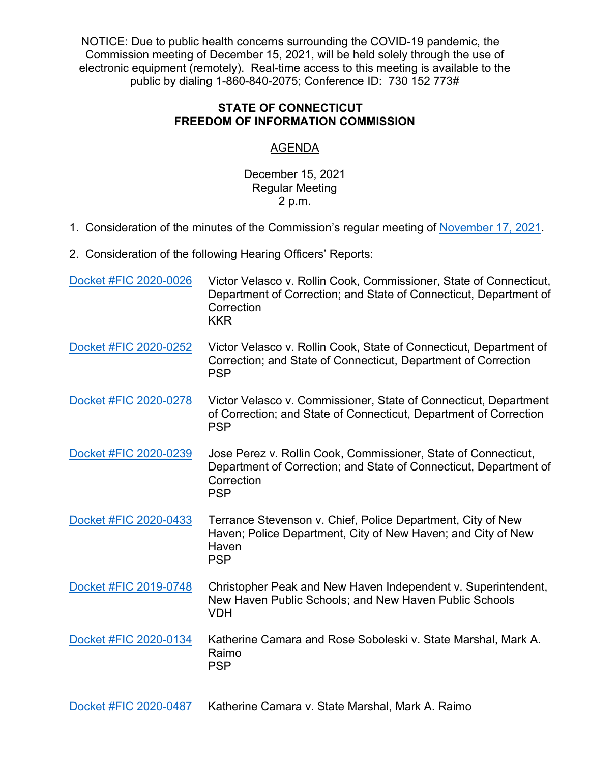NOTICE: Due to public health concerns surrounding the COVID-19 pandemic, the Commission meeting of December 15, 2021, will be held solely through the use of electronic equipment (remotely). Real-time access to this meeting is available to the public by dialing 1-860-840-2075; Conference ID: 730 152 773#

**STATE OF CONNECTICUT**
**FREEDOM OF INFORMATION COMMISSION**

AGENDA

December 15, 2021
Regular Meeting
2 p.m.

1. Consideration of the minutes of the Commission's regular meeting of November 17, 2021.

2. Consideration of the following Hearing Officers' Reports:

Docket #FIC 2020-0026 — Victor Velasco v. Rollin Cook, Commissioner, State of Connecticut, Department of Correction; and State of Connecticut, Department of Correction
KKR

Docket #FIC 2020-0252 — Victor Velasco v. Rollin Cook, State of Connecticut, Department of Correction; and State of Connecticut, Department of Correction
PSP

Docket #FIC 2020-0278 — Victor Velasco v. Commissioner, State of Connecticut, Department of Correction; and State of Connecticut, Department of Correction
PSP

Docket #FIC 2020-0239 — Jose Perez v. Rollin Cook, Commissioner, State of Connecticut, Department of Correction; and State of Connecticut, Department of Correction
PSP

Docket #FIC 2020-0433 — Terrance Stevenson v. Chief, Police Department, City of New Haven; Police Department, City of New Haven; and City of New Haven
PSP

Docket #FIC 2019-0748 — Christopher Peak and New Haven Independent v. Superintendent, New Haven Public Schools; and New Haven Public Schools
VDH

Docket #FIC 2020-0134 — Katherine Camara and Rose Soboleski v. State Marshal, Mark A. Raimo
PSP

Docket #FIC 2020-0487 — Katherine Camara v. State Marshal, Mark A. Raimo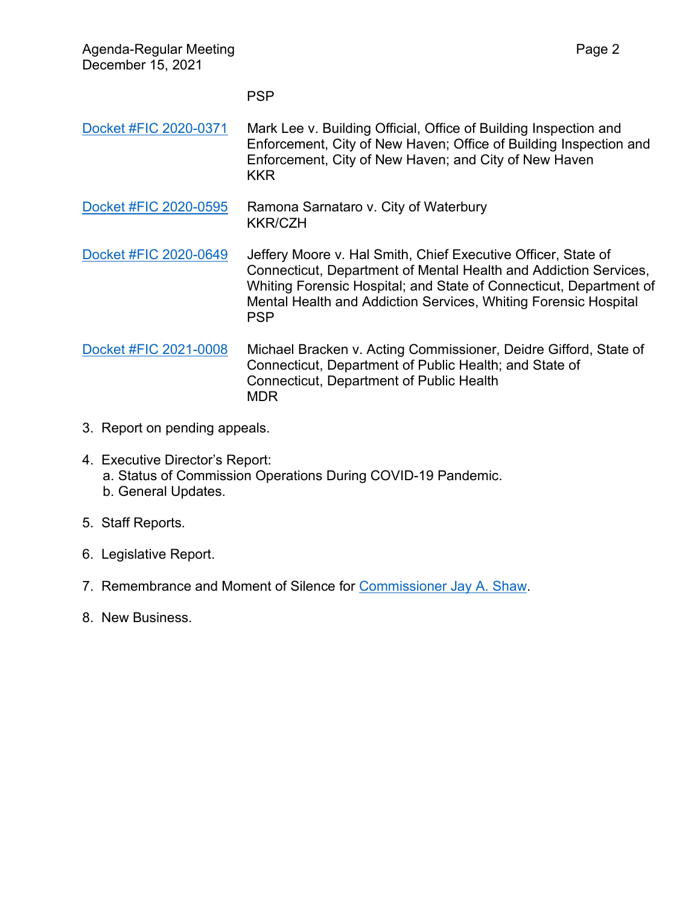PSP

| | |
|---|---|
| [Docket #FIC 2020-0371] | Mark Lee v. Building Official, Office of Building Inspection and Enforcement, City of New Haven; Office of Building Inspection and Enforcement, City of New Haven; and City of New Haven<br>KKR |
| [Docket #FIC 2020-0595] | Ramona Sarnataro v. City of Waterbury<br>KKR/CZH |
| [Docket #FIC 2020-0649] | Jeffery Moore v. Hal Smith, Chief Executive Officer, State of Connecticut, Department of Mental Health and Addiction Services, Whiting Forensic Hospital; and State of Connecticut, Department of Mental Health and Addiction Services, Whiting Forensic Hospital<br>PSP |
| [Docket #FIC 2021-0008] | Michael Bracken v. Acting Commissioner, Deidre Gifford, State of Connecticut, Department of Public Health; and State of Connecticut, Department of Public Health<br>MDR |

3. Report on pending appeals.

4. Executive Director's Report:
   a. Status of Commission Operations During COVID-19 Pandemic.
   b. General Updates.

5. Staff Reports.

6. Legislative Report.

7. Remembrance and Moment of Silence for [Commissioner Jay A. Shaw].

8. New Business.